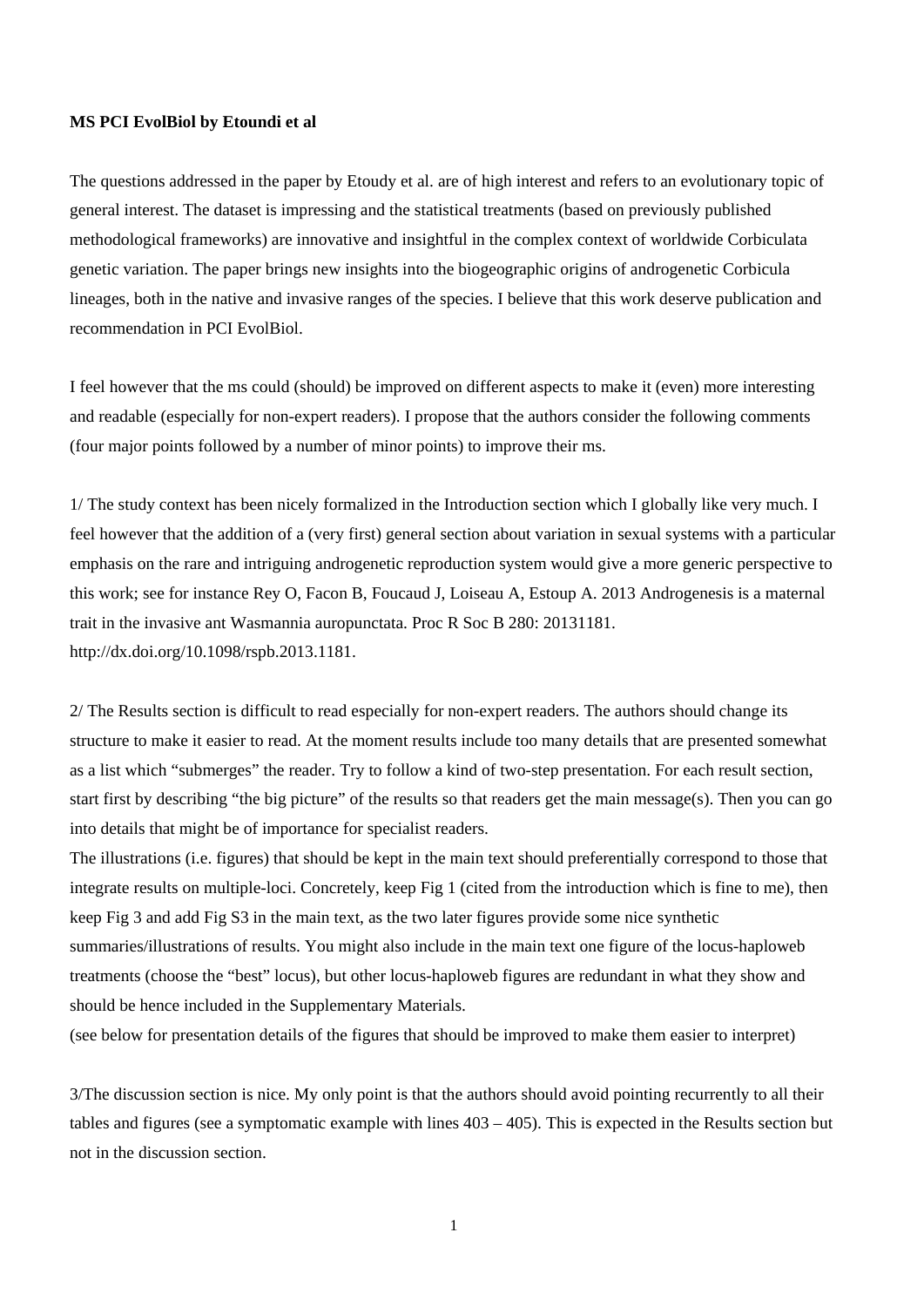**MS PCI EvolBiol by Etoundi et al**

The questions addressed in the paper by Etoudy et al. are of high interest and refers to an evolutionary topic of general interest. The dataset is impressing and the statistical treatments (based on previously published methodological frameworks) are innovative and insightful in the complex context of worldwide Corbiculata genetic variation. The paper brings new insights into the biogeographic origins of androgenetic Corbicula lineages, both in the native and invasive ranges of the species. I believe that this work deserve publication and recommendation in PCI EvolBiol.

I feel however that the ms could (should) be improved on different aspects to make it (even) more interesting and readable (especially for non-expert readers). I propose that the authors consider the following comments (four major points followed by a number of minor points) to improve their ms.

1/ The study context has been nicely formalized in the Introduction section which I globally like very much. I feel however that the addition of a (very first) general section about variation in sexual systems with a particular emphasis on the rare and intriguing androgenetic reproduction system would give a more generic perspective to this work; see for instance Rey O, Facon B, Foucaud J, Loiseau A, Estoup A. 2013 Androgenesis is a maternal trait in the invasive ant Wasmannia auropunctata. Proc R Soc B 280: 20131181. http://dx.doi.org/10.1098/rspb.2013.1181.

2/ The Results section is difficult to read especially for non-expert readers. The authors should change its structure to make it easier to read. At the moment results include too many details that are presented somewhat as a list which "submerges" the reader. Try to follow a kind of two-step presentation. For each result section, start first by describing "the big picture" of the results so that readers get the main message(s). Then you can go into details that might be of importance for specialist readers.

The illustrations (i.e. figures) that should be kept in the main text should preferentially correspond to those that integrate results on multiple-loci. Concretely, keep Fig 1 (cited from the introduction which is fine to me), then keep Fig 3 and add Fig S3 in the main text, as the two later figures provide some nice synthetic summaries/illustrations of results. You might also include in the main text one figure of the locus-haploweb treatments (choose the "best" locus), but other locus-haploweb figures are redundant in what they show and should be hence included in the Supplementary Materials.

(see below for presentation details of the figures that should be improved to make them easier to interpret)

3/The discussion section is nice. My only point is that the authors should avoid pointing recurrently to all their tables and figures (see a symptomatic example with lines 403 – 405). This is expected in the Results section but not in the discussion section.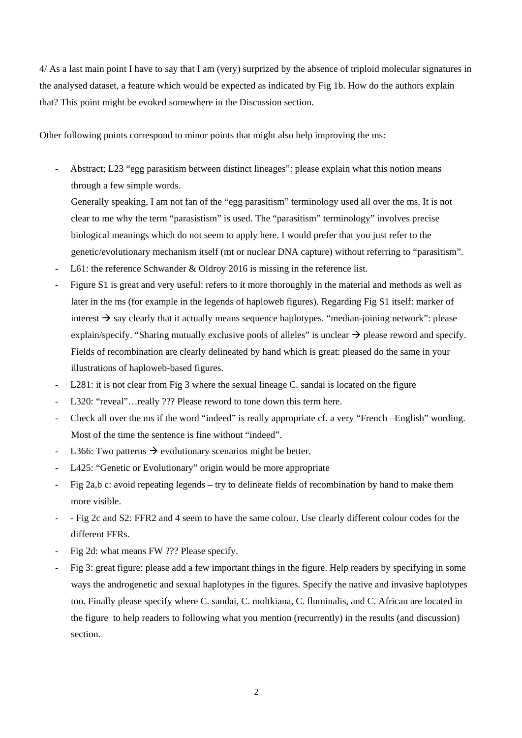4/ As a last main point I have to say that I am (very) surprized by the absence of triploid molecular signatures in the analysed dataset, a feature which would be expected as indicated by Fig 1b. How do the authors explain that? This point might be evoked somewhere in the Discussion section.

Other following points correspond to minor points that might also help improving the ms:

- Abstract; L23 "egg parasitism between distinct lineages": please explain what this notion means through a few simple words.

  Generally speaking, I am not fan of the "egg parasitism" terminology used all over the ms. It is not clear to me why the term "parasistism" is used. The "parasitism" terminology" involves precise biological meanings which do not seem to apply here. I would prefer that you just refer to the genetic/evolutionary mechanism itself (mt or nuclear DNA capture) without referring to "parasitism".
- L61: the reference Schwander & Oldroy 2016 is missing in the reference list.
- Figure S1 is great and very useful: refers to it more thoroughly in the material and methods as well as later in the ms (for example in the legends of haploweb figures). Regarding Fig S1 itself: marker of interest → say clearly that it actually means sequence haplotypes. "median-joining network": please explain/specify. "Sharing mutually exclusive pools of alleles" is unclear → please reword and specify. Fields of recombination are clearly delineated by hand which is great: pleased do the same in your illustrations of haploweb-based figures.
- L281: it is not clear from Fig 3 where the sexual lineage C. sandai is located on the figure
- L320: "reveal"…really ??? Please reword to tone down this term here.
- Check all over the ms if the word "indeed" is really appropriate cf. a very "French –English" wording. Most of the time the sentence is fine without "indeed".
- L366: Two patterns → evolutionary scenarios might be better.
- L425: "Genetic or Evolutionary" origin would be more appropriate
- Fig 2a,b c: avoid repeating legends – try to delineate fields of recombination by hand to make them more visible.
- - Fig 2c and S2: FFR2 and 4 seem to have the same colour. Use clearly different colour codes for the different FFRs.
- Fig 2d: what means FW ??? Please specify.
- Fig 3: great figure: please add a few important things in the figure. Help readers by specifying in some ways the androgenetic and sexual haplotypes in the figures. Specify the native and invasive haplotypes too. Finally please specify where C. sandai, C. moltkiana, C. fluminalis, and C. African are located in the figure to help readers to following what you mention (recurrently) in the results (and discussion) section.